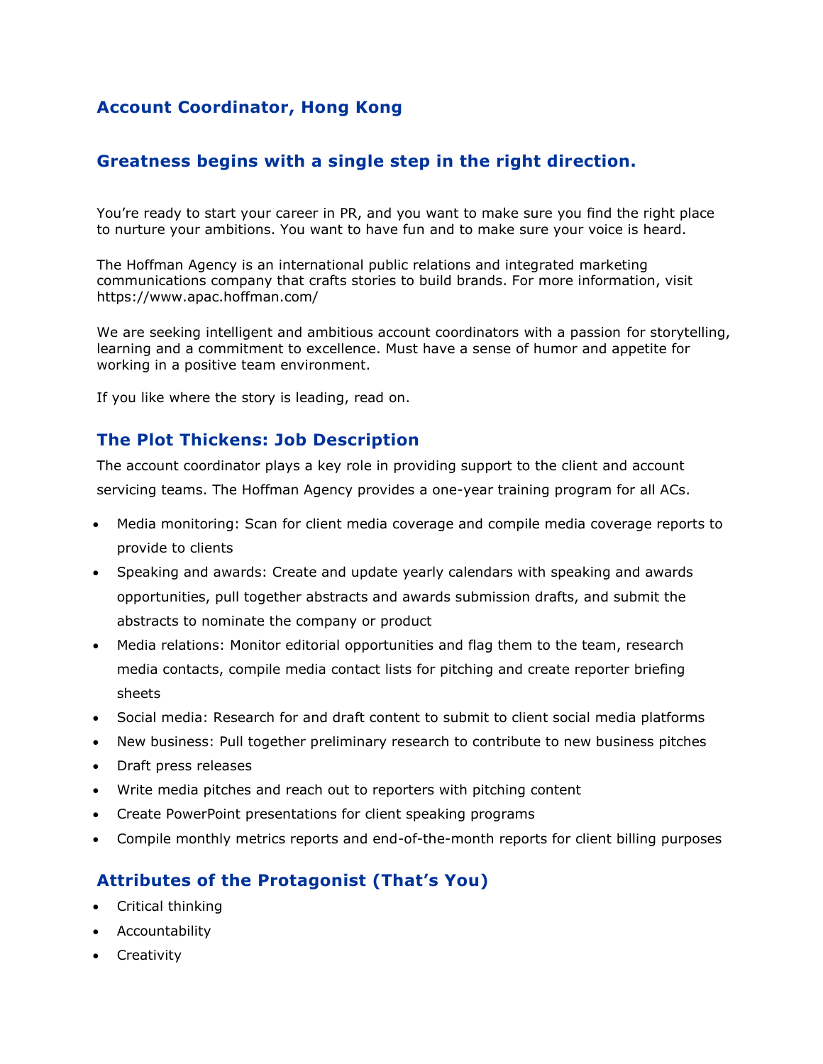# Account Coordinator, Hong Kong

## Greatness begins with a single step in the right direction.

You're ready to start your career in PR, and you want to make sure you find the right place to nurture your ambitions. You want to have fun and to make sure your voice is heard.

The Hoffman Agency is an international public relations and integrated marketing communications company that crafts stories to build brands. For more information, visit https://www.apac.hoffman.com/

We are seeking intelligent and ambitious account coordinators with a passion for storytelling, learning and a commitment to excellence. Must have a sense of humor and appetite for working in a positive team environment.

If you like where the story is leading, read on.

## The Plot Thickens: Job Description

The account coordinator plays a key role in providing support to the client and account servicing teams. The Hoffman Agency provides a one-year training program for all ACs.

- Media monitoring: Scan for client media coverage and compile media coverage reports to provide to clients
- Speaking and awards: Create and update yearly calendars with speaking and awards opportunities, pull together abstracts and awards submission drafts, and submit the abstracts to nominate the company or product
- Media relations: Monitor editorial opportunities and flag them to the team, research media contacts, compile media contact lists for pitching and create reporter briefing sheets
- Social media: Research for and draft content to submit to client social media platforms
- New business: Pull together preliminary research to contribute to new business pitches
- Draft press releases
- Write media pitches and reach out to reporters with pitching content
- Create PowerPoint presentations for client speaking programs
- Compile monthly metrics reports and end-of-the-month reports for client billing purposes

## Attributes of the Protagonist (That's You)

- Critical thinking
- Accountability
- Creativity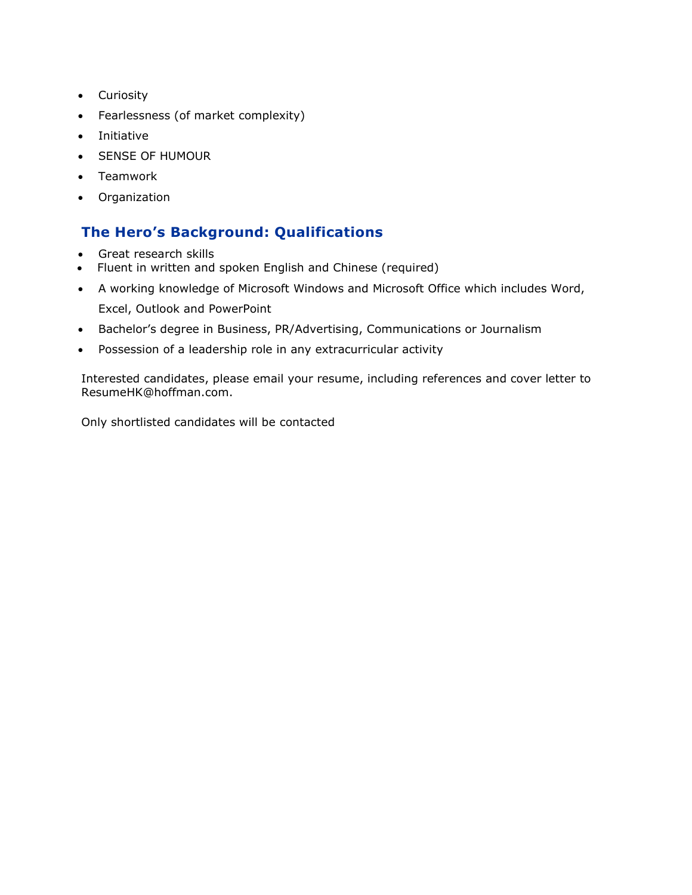- Curiosity
- Fearlessness (of market complexity)
- Initiative
- SENSE OF HUMOUR
- Teamwork
- Organization

## The Hero's Background: Qualifications

- Great research skills
- Fluent in written and spoken English and Chinese (required)
- A working knowledge of Microsoft Windows and Microsoft Office which includes Word, Excel, Outlook and PowerPoint
- Bachelor's degree in Business, PR/Advertising, Communications or Journalism
- Possession of a leadership role in any extracurricular activity

Interested candidates, please email your resume, including references and cover letter to ResumeHK@hoffman.com.

Only shortlisted candidates will be contacted